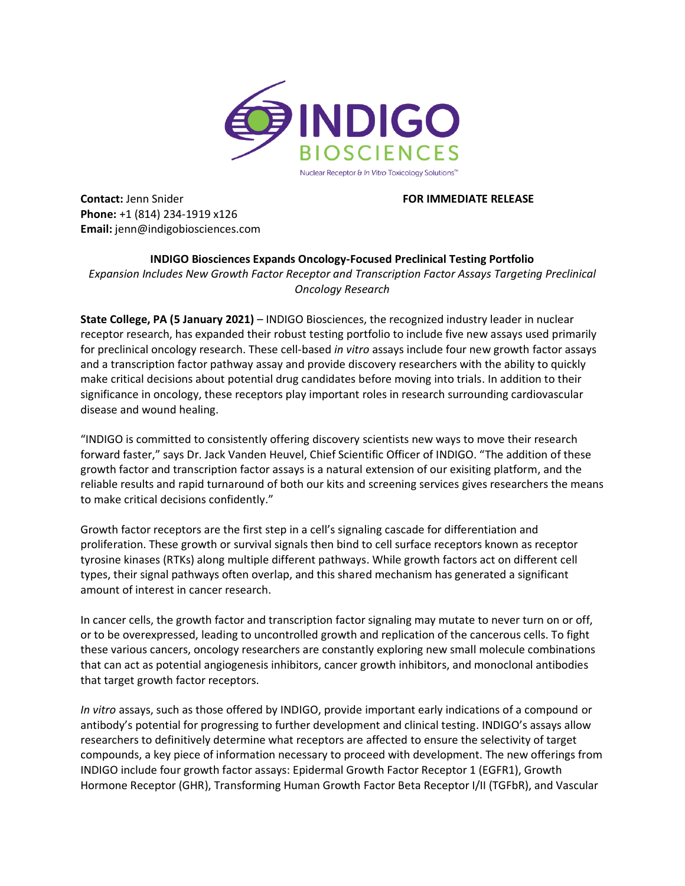INDIGO BIOSCIENCES

Nuclear Receptor & *In Vitro* Toxicology Solutions™

**Contact:** Jenn Snider
**Phone:** +1 (814) 234-1919 x126
**Email:** jenn@indigobiosciences.com

**FOR IMMEDIATE RELEASE**

**INDIGO Biosciences Expands Oncology-Focused Preclinical Testing Portfolio**

*Expansion Includes New Growth Factor Receptor and Transcription Factor Assays Targeting Preclinical Oncology Research*

**State College, PA (5 January 2021)** – INDIGO Biosciences, the recognized industry leader in nuclear receptor research, has expanded their robust testing portfolio to include five new assays used primarily for preclinical oncology research. These cell-based *in vitro* assays include four new growth factor assays and a transcription factor pathway assay and provide discovery researchers with the ability to quickly make critical decisions about potential drug candidates before moving into trials. In addition to their significance in oncology, these receptors play important roles in research surrounding cardiovascular disease and wound healing.

"INDIGO is committed to consistently offering discovery scientists new ways to move their research forward faster," says Dr. Jack Vanden Heuvel, Chief Scientific Officer of INDIGO. "The addition of these growth factor and transcription factor assays is a natural extension of our exisiting platform, and the reliable results and rapid turnaround of both our kits and screening services gives researchers the means to make critical decisions confidently."

Growth factor receptors are the first step in a cell's signaling cascade for differentiation and proliferation. These growth or survival signals then bind to cell surface receptors known as receptor tyrosine kinases (RTKs) along multiple different pathways. While growth factors act on different cell types, their signal pathways often overlap, and this shared mechanism has generated a significant amount of interest in cancer research.

In cancer cells, the growth factor and transcription factor signaling may mutate to never turn on or off, or to be overexpressed, leading to uncontrolled growth and replication of the cancerous cells. To fight these various cancers, oncology researchers are constantly exploring new small molecule combinations that can act as potential angiogenesis inhibitors, cancer growth inhibitors, and monoclonal antibodies that target growth factor receptors.

*In vitro* assays, such as those offered by INDIGO, provide important early indications of a compound or antibody's potential for progressing to further development and clinical testing. INDIGO's assays allow researchers to definitively determine what receptors are affected to ensure the selectivity of target compounds, a key piece of information necessary to proceed with development. The new offerings from INDIGO include four growth factor assays: Epidermal Growth Factor Receptor 1 (EGFR1), Growth Hormone Receptor (GHR), Transforming Human Growth Factor Beta Receptor I/II (TGFbR), and Vascular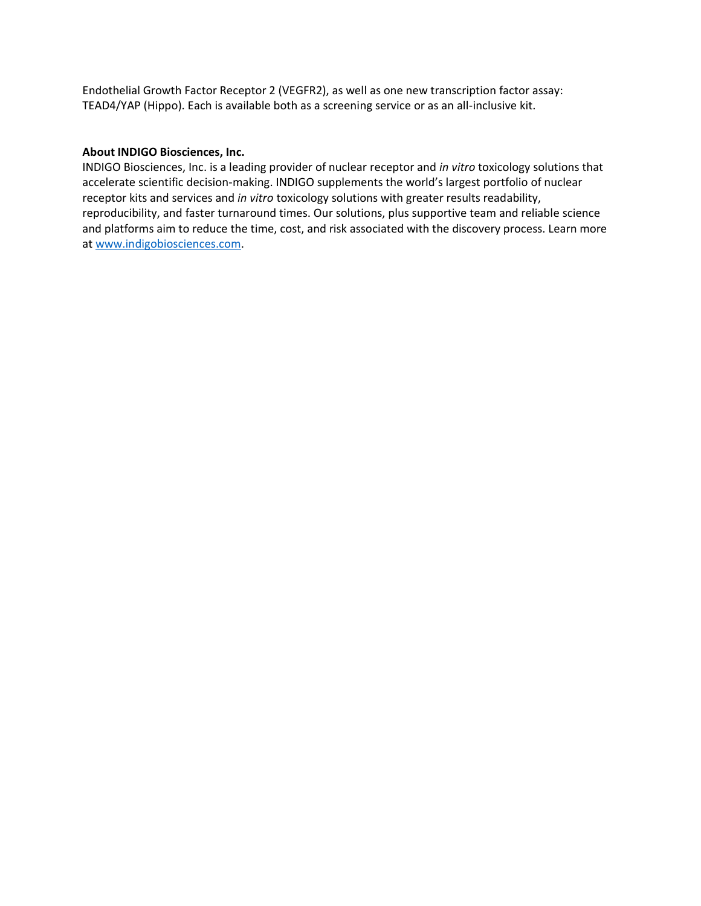Endothelial Growth Factor Receptor 2 (VEGFR2), as well as one new transcription factor assay: TEAD4/YAP (Hippo). Each is available both as a screening service or as an all-inclusive kit.

**About INDIGO Biosciences, Inc.**

INDIGO Biosciences, Inc. is a leading provider of nuclear receptor and *in vitro* toxicology solutions that accelerate scientific decision-making. INDIGO supplements the world's largest portfolio of nuclear receptor kits and services and *in vitro* toxicology solutions with greater results readability, reproducibility, and faster turnaround times. Our solutions, plus supportive team and reliable science and platforms aim to reduce the time, cost, and risk associated with the discovery process. Learn more at [www.indigobiosciences.com](http://www.indigobiosciences.com).